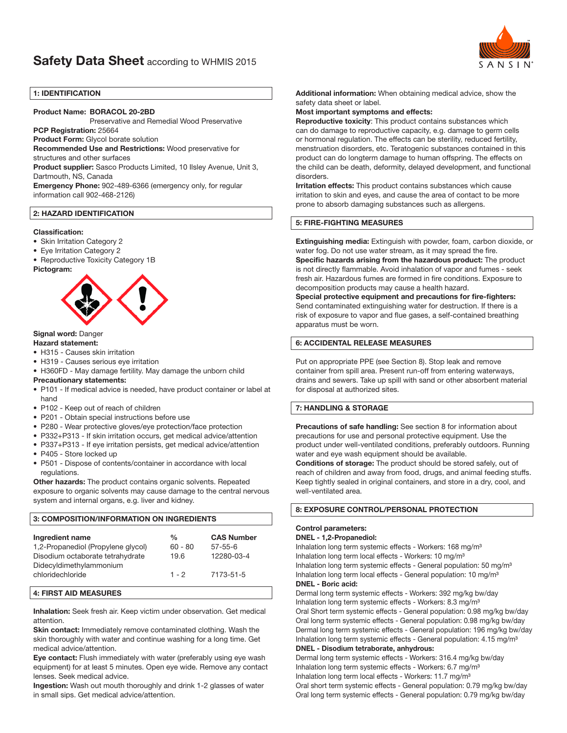# Safety Data Sheet according to WHMIS 2015

## 1: IDENTIFICATION

**Product Name: BORACOL 20-2BD**
Preservative and Remedial Wood Preservative
**PCP Registration:** 25664
**Product Form:** Glycol borate solution
**Recommended Use and Restrictions:** Wood preservative for structures and other surfaces
**Product supplier:** Sasco Products Limited, 10 Ilsley Avenue, Unit 3, Dartmouth, NS, Canada
**Emergency Phone:** 902-489-6366 (emergency only, for regular information call 902-468-2126)

## 2: HAZARD IDENTIFICATION

**Classification:**

- Skin Irritation Category 2
- Eye Irritation Category 2
- Reproductive Toxicity Category 1B

**Pictogram:**

**Signal word:** Danger
**Hazard statement:**

- H315 - Causes skin irritation
- H319 - Causes serious eye irritation
- H360FD - May damage fertility. May damage the unborn child

**Precautionary statements:**

- P101 - If medical advice is needed, have product container or label at hand
- P102 - Keep out of reach of children
- P201 - Obtain special instructions before use
- P280 - Wear protective gloves/eye protection/face protection
- P332+P313 - If skin irritation occurs, get medical advice/attention
- P337+P313 - If eye irritation persists, get medical advice/attention
- P405 - Store locked up
- P501 - Dispose of contents/container in accordance with local regulations.

**Other hazards:** The product contains organic solvents. Repeated exposure to organic solvents may cause damage to the central nervous system and internal organs, e.g. liver and kidney.

## 3: COMPOSITION/INFORMATION ON INGREDIENTS

| Ingredient name | % | CAS Number |
|---|---|---|
| 1,2-Propanediol (Propylene glycol) | 60 - 80 | 57-55-6 |
| Disodium octaborate tetrahydrate | 19.6 | 12280-03-4 |
| Didecyldimethylammonium chloridechloride | 1 - 2 | 7173-51-5 |

## 4: FIRST AID MEASURES

**Inhalation:** Seek fresh air. Keep victim under observation. Get medical attention.
**Skin contact:** Immediately remove contaminated clothing. Wash the skin thoroughly with water and continue washing for a long time. Get medical advice/attention.
**Eye contact:** Flush immediately with water (preferably using eye wash equipment) for at least 5 minutes. Open eye wide. Remove any contact lenses. Seek medical advice.
**Ingestion:** Wash out mouth thoroughly and drink 1-2 glasses of water in small sips. Get medical advice/attention.
**Additional information:** When obtaining medical advice, show the safety data sheet or label.
**Most important symptoms and effects:**
**Reproductive toxicity**: This product contains substances which can do damage to reproductive capacity, e.g. damage to germ cells or hormonal regulation. The effects can be sterility, reduced fertility, menstruation disorders, etc. Teratogenic substances contained in this product can do longterm damage to human offspring. The effects on the child can be death, deformity, delayed development, and functional disorders.
**Irritation effects:** This product contains substances which cause irritation to skin and eyes, and cause the area of contact to be more prone to absorb damaging substances such as allergens.

## 5: FIRE-FIGHTING MEASURES

**Extinguishing media:** Extinguish with powder, foam, carbon dioxide, or water fog. Do not use water stream, as it may spread the fire.
**Specific hazards arising from the hazardous product:** The product is not directly flammable. Avoid inhalation of vapor and fumes - seek fresh air. Hazardous fumes are formed in fire conditions. Exposure to decomposition products may cause a health hazard.
**Special protective equipment and precautions for fire-fighters:** Send contaminated extinguishing water for destruction. If there is a risk of exposure to vapor and flue gases, a self-contained breathing apparatus must be worn.

## 6: ACCIDENTAL RELEASE MEASURES

Put on appropriate PPE (see Section 8). Stop leak and remove container from spill area. Present run-off from entering waterways, drains and sewers. Take up spill with sand or other absorbent material for disposal at authorized sites.

## 7: HANDLING & STORAGE

**Precautions of safe handling:** See section 8 for information about precautions for use and personal protective equipment. Use the product under well-ventilated conditions, preferably outdoors. Running water and eye wash equipment should be available.
**Conditions of storage:** The product should be stored safely, out of reach of children and away from food, drugs, and animal feeding stuffs. Keep tightly sealed in original containers, and store in a dry, cool, and well-ventilated area.

## 8: EXPOSURE CONTROL/PERSONAL PROTECTION

**Control parameters:**
**DNEL - 1,2-Propanediol:**
Inhalation long term systemic effects - Workers: 168 mg/m³
Inhalation long term local effects - Workers: 10 mg/m³
Inhalation long term systemic effects - General population: 50 mg/m³
Inhalation long term local effects - General population: 10 mg/m³
**DNEL - Boric acid:**
Dermal long term systemic effects - Workers: 392 mg/kg bw/day
Inhalation long term systemic effects - Workers: 8.3 mg/m³
Oral Short term systemic effects - General population: 0.98 mg/kg bw/day
Oral long term systemic effects - General population: 0.98 mg/kg bw/day
Dermal long term systemic effects - General population: 196 mg/kg bw/day
Inhalation long term systemic effects - General population: 4.15 mg/m³
**DNEL - Disodium tetraborate, anhydrous:**
Dermal long term systemic effects - Workers: 316.4 mg/kg bw/day
Inhalation long term systemic effects - Workers: 6.7 mg/m³
Inhalation long term local effects - Workers: 11.7 mg/m³
Oral short term systemic effects - General population: 0.79 mg/kg bw/day
Oral long term systemic effects - General population: 0.79 mg/kg bw/day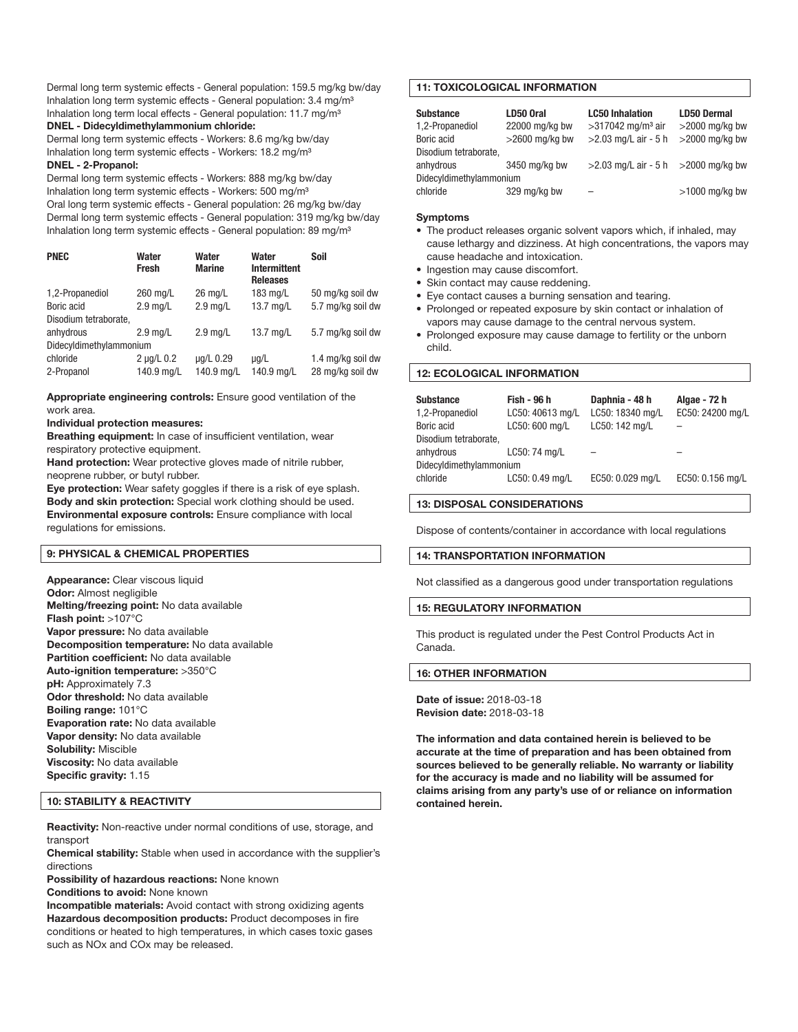Dermal long term systemic effects - General population: 159.5 mg/kg bw/day
Inhalation long term systemic effects - General population: 3.4 mg/m³
Inhalation long term local effects - General population: 11.7 mg/m³

**DNEL - Didecyldimethylammonium chloride:**
Dermal long term systemic effects - Workers: 8.6 mg/kg bw/day
Inhalation long term systemic effects - Workers: 18.2 mg/m³

**DNEL - 2-Propanol:**
Dermal long term systemic effects - Workers: 888 mg/kg bw/day
Inhalation long term systemic effects - Workers: 500 mg/m³
Oral long term systemic effects - General population: 26 mg/kg bw/day
Dermal long term systemic effects - General population: 319 mg/kg bw/day
Inhalation long term systemic effects - General population: 89 mg/m³

| PNEC | Water Fresh | Water Marine | Water Intermittent Releases | Soil |
|---|---|---|---|---|
| 1,2-Propanediol | 260 mg/L | 26 mg/L | 183 mg/L | 50 mg/kg soil dw |
| Boric acid | 2.9 mg/L | 2.9 mg/L | 13.7 mg/L | 5.7 mg/kg soil dw |
| Disodium tetraborate, anhydrous | 2.9 mg/L | 2.9 mg/L | 13.7 mg/L | 5.7 mg/kg soil dw |
| Didecyldimethylammonium chloride | 2 µg/L 0.2 | µg/L 0.29 | µg/L | 1.4 mg/kg soil dw |
| 2-Propanol | 140.9 mg/L | 140.9 mg/L | 140.9 mg/L | 28 mg/kg soil dw |

**Appropriate engineering controls:** Ensure good ventilation of the work area.

**Individual protection measures:**

**Breathing equipment:** In case of insufficient ventilation, wear respiratory protective equipment.

**Hand protection:** Wear protective gloves made of nitrile rubber, neoprene rubber, or butyl rubber.

**Eye protection:** Wear safety goggles if there is a risk of eye splash.

**Body and skin protection:** Special work clothing should be used.

**Environmental exposure controls:** Ensure compliance with local regulations for emissions.

## 9: PHYSICAL & CHEMICAL PROPERTIES

**Appearance:** Clear viscous liquid
**Odor:** Almost negligible
**Melting/freezing point:** No data available
**Flash point:** >107°C
**Vapor pressure:** No data available
**Decomposition temperature:** No data available
**Partition coefficient:** No data available
**Auto-ignition temperature:** >350°C
**pH:** Approximately 7.3
**Odor threshold:** No data available
**Boiling range:** 101°C
**Evaporation rate:** No data available
**Vapor density:** No data available
**Solubility:** Miscible
**Viscosity:** No data available
**Specific gravity:** 1.15

## 10: STABILITY & REACTIVITY

**Reactivity:** Non-reactive under normal conditions of use, storage, and transport

**Chemical stability:** Stable when used in accordance with the supplier's directions

**Possibility of hazardous reactions:** None known

**Conditions to avoid:** None known

**Incompatible materials:** Avoid contact with strong oxidizing agents

**Hazardous decomposition products:** Product decomposes in fire conditions or heated to high temperatures, in which cases toxic gases such as NOx and COx may be released.

## 11: TOXICOLOGICAL INFORMATION

| Substance | LD50 Oral | LC50 Inhalation | LD50 Dermal |
|---|---|---|---|
| 1,2-Propanediol | 22000 mg/kg bw | >317042 mg/m³ air | >2000 mg/kg bw |
| Boric acid | >2600 mg/kg bw | >2.03 mg/L air - 5 h | >2000 mg/kg bw |
| Disodium tetraborate, anhydrous | 3450 mg/kg bw | >2.03 mg/L air - 5 h | >2000 mg/kg bw |
| Didecyldimethylammonium chloride | 329 mg/kg bw | – | >1000 mg/kg bw |

**Symptoms**

- The product releases organic solvent vapors which, if inhaled, may cause lethargy and dizziness. At high concentrations, the vapors may cause headache and intoxication.
- Ingestion may cause discomfort.
- Skin contact may cause reddening.
- Eye contact causes a burning sensation and tearing.
- Prolonged or repeated exposure by skin contact or inhalation of vapors may cause damage to the central nervous system.
- Prolonged exposure may cause damage to fertility or the unborn child.

## 12: ECOLOGICAL INFORMATION

| Substance | Fish - 96 h | Daphnia - 48 h | Algae - 72 h |
|---|---|---|---|
| 1,2-Propanediol | LC50: 40613 mg/L | LC50: 18340 mg/L | EC50: 24200 mg/L |
| Boric acid | LC50: 600 mg/L | LC50: 142 mg/L | – |
| Disodium tetraborate, anhydrous | LC50: 74 mg/L | – | – |
| Didecyldimethylammonium chloride | LC50: 0.49 mg/L | EC50: 0.029 mg/L | EC50: 0.156 mg/L |

## 13: DISPOSAL CONSIDERATIONS

Dispose of contents/container in accordance with local regulations

## 14: TRANSPORTATION INFORMATION

Not classified as a dangerous good under transportation regulations

## 15: REGULATORY INFORMATION

This product is regulated under the Pest Control Products Act in Canada.

## 16: OTHER INFORMATION

**Date of issue:** 2018-03-18
**Revision date:** 2018-03-18

**The information and data contained herein is believed to be accurate at the time of preparation and has been obtained from sources believed to be generally reliable. No warranty or liability for the accuracy is made and no liability will be assumed for claims arising from any party's use of or reliance on information contained herein.**